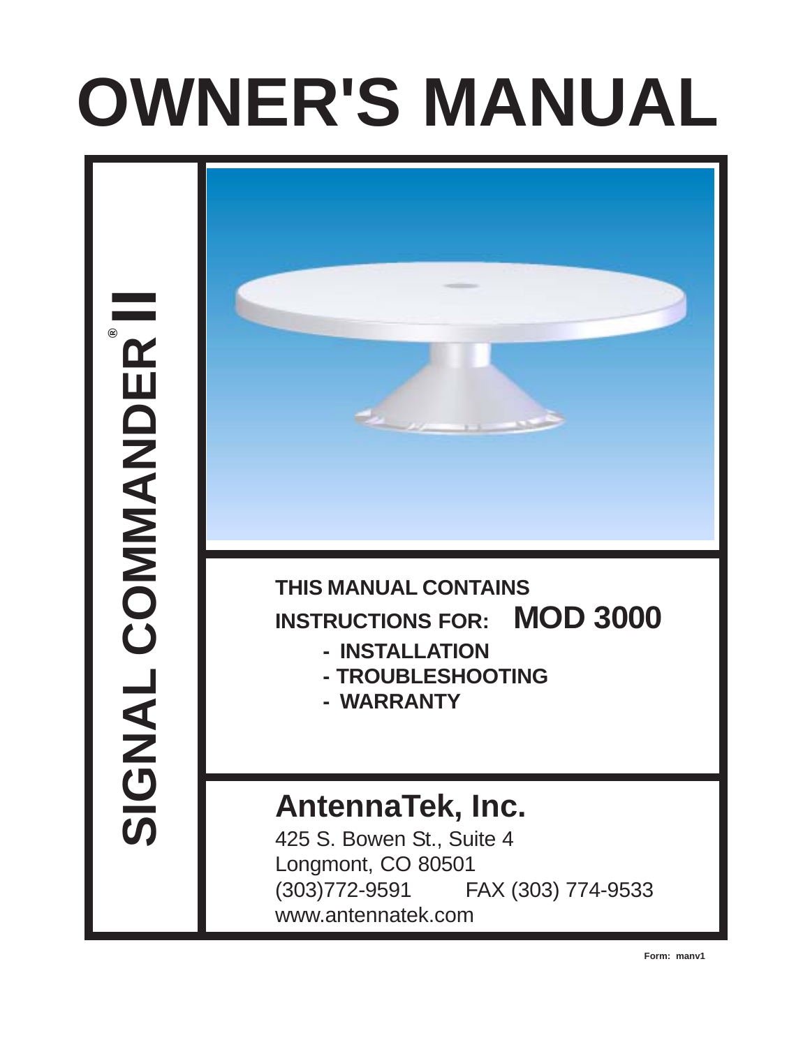# OWNER'S MANUAL

**SIGNAL COMMANDER® II**

**THIS MANUAL CONTAINS**
**INSTRUCTIONS FOR: MOD 3000**

- **INSTALLATION**
- **TROUBLESHOOTING**
- **WARRANTY**

## AntennaTek, Inc.

425 S. Bowen St., Suite 4
Longmont, CO 80501
(303)772-9591 FAX (303) 774-9533
www.antennatek.com

**Form: manv1**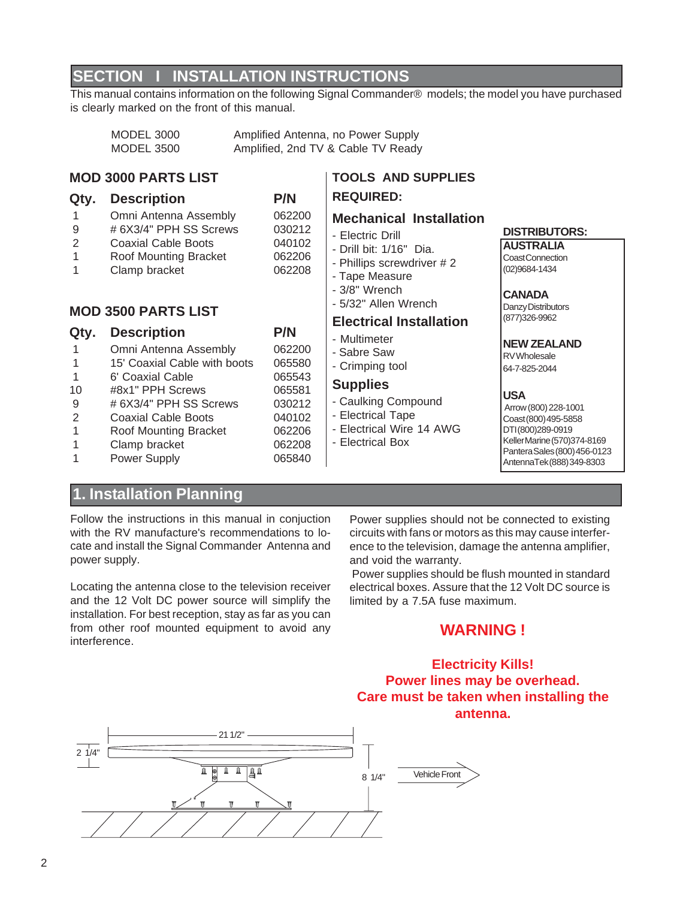# SECTION I INSTALLATION INSTRUCTIONS

This manual contains information on the following Signal Commander® models; the model you have purchased is clearly marked on the front of this manual.

| | |
|---|---|
| MODEL 3000 | Amplified Antenna, no Power Supply |
| MODEL 3500 | Amplified, 2nd TV & Cable TV Ready |

## MOD 3000 PARTS LIST

| Qty. | Description | P/N |
|---|---|---|
| 1 | Omni Antenna Assembly | 062200 |
| 9 | # 6X3/4" PPH SS Screws | 030212 |
| 2 | Coaxial Cable Boots | 040102 |
| 1 | Roof Mounting Bracket | 062206 |
| 1 | Clamp bracket | 062208 |

## MOD 3500 PARTS LIST

| Qty. | Description | P/N |
|---|---|---|
| 1 | Omni Antenna Assembly | 062200 |
| 1 | 15' Coaxial Cable with boots | 065580 |
| 1 | 6' Coaxial Cable | 065543 |
| 10 | #8x1" PPH Screws | 065581 |
| 9 | # 6X3/4" PPH SS Screws | 030212 |
| 2 | Coaxial Cable Boots | 040102 |
| 1 | Roof Mounting Bracket | 062206 |
| 1 | Clamp bracket | 062208 |
| 1 | Power Supply | 065840 |

## TOOLS AND SUPPLIES REQUIRED:

### Mechanical Installation

- Electric Drill
- Drill bit: 1/16" Dia.
- Phillips screwdriver # 2
- Tape Measure
- 3/8" Wrench
- 5/32" Allen Wrench

### Electrical Installation

- Multimeter
- Sabre Saw
- Crimping tool

### Supplies

- Caulking Compound
- Electrical Tape
- Electrical Wire 14 AWG
- Electrical Box

**DISTRIBUTORS:**

**AUSTRALIA**
CoastConnection
(02)9684-1434

**CANADA**
Danzy Distributors
(877)326-9962

**NEW ZEALAND**
RV Wholesale
64-7-825-2044

**USA**
Arrow (800) 228-1001
Coast (800) 495-5858
DTI (800)289-0919
Keller Marine (570)374-8169
Pantera Sales (800) 456-0123
AntennaTek (888) 349-8303

## 1. Installation Planning

Follow the instructions in this manual in conjuction with the RV manufacture's recommendations to locate and install the Signal Commander Antenna and power supply.

Locating the antenna close to the television receiver and the 12 Volt DC power source will simplify the installation. For best reception, stay as far as you can from other roof mounted equipment to avoid any interference.

Power supplies should not be connected to existing circuits with fans or motors as this may cause interference to the television, damage the antenna amplifier, and void the warranty.

Power supplies should be flush mounted in standard electrical boxes. Assure that the 12 Volt DC source is limited by a 7.5A fuse maximum.

**WARNING !**

**Electricity Kills!
Power lines may be overhead.
Care must be taken when installing the antenna.**

21 1/2"

2 1/4"

8 1/4"

Vehicle Front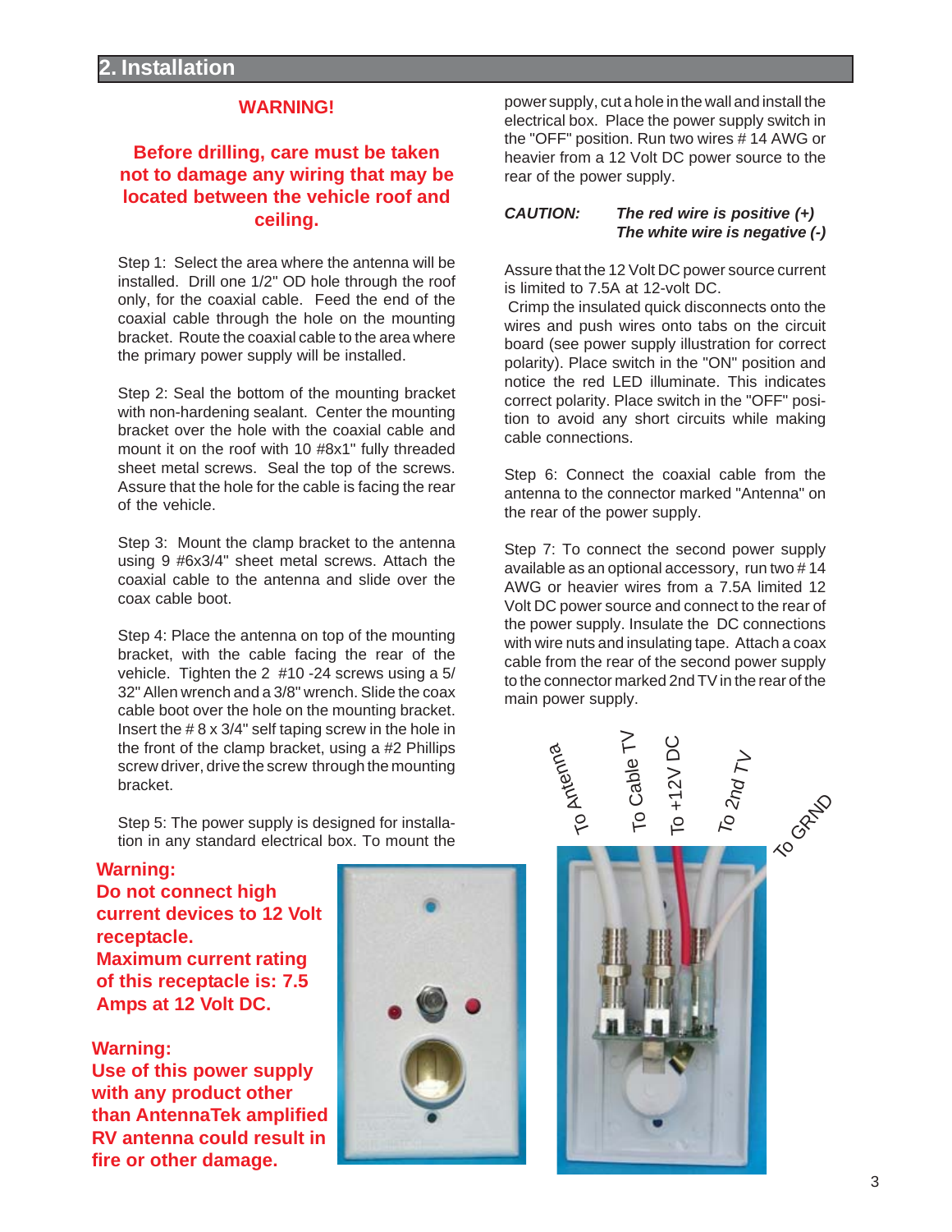## 2. Installation

**WARNING!**

**Before drilling, care must be taken not to damage any wiring that may be located between the vehicle roof and ceiling.**

Step 1: Select the area where the antenna will be installed. Drill one 1/2" OD hole through the roof only, for the coaxial cable. Feed the end of the coaxial cable through the hole on the mounting bracket. Route the coaxial cable to the area where the primary power supply will be installed.

Step 2: Seal the bottom of the mounting bracket with non-hardening sealant. Center the mounting bracket over the hole with the coaxial cable and mount it on the roof with 10 #8x1" fully threaded sheet metal screws. Seal the top of the screws. Assure that the hole for the cable is facing the rear of the vehicle.

Step 3: Mount the clamp bracket to the antenna using 9 #6x3/4" sheet metal screws. Attach the coaxial cable to the antenna and slide over the coax cable boot.

Step 4: Place the antenna on top of the mounting bracket, with the cable facing the rear of the vehicle. Tighten the 2 #10 -24 screws using a 5/32" Allen wrench and a 3/8" wrench. Slide the coax cable boot over the hole on the mounting bracket. Insert the # 8 x 3/4" self taping screw in the hole in the front of the clamp bracket, using a #2 Phillips screw driver, drive the screw through the mounting bracket.

Step 5: The power supply is designed for installation in any standard electrical box. To mount the power supply, cut a hole in the wall and install the electrical box. Place the power supply switch in the "OFF" position. Run two wires # 14 AWG or heavier from a 12 Volt DC power source to the rear of the power supply.

***CAUTION:*** ***The red wire is positive (+)***
***The white wire is negative (-)***

Assure that the 12 Volt DC power source current is limited to 7.5A at 12-volt DC.
Crimp the insulated quick disconnects onto the wires and push wires onto tabs on the circuit board (see power supply illustration for correct polarity). Place switch in the "ON" position and notice the red LED illuminate. This indicates correct polarity. Place switch in the "OFF" position to avoid any short circuits while making cable connections.

Step 6: Connect the coaxial cable from the antenna to the connector marked "Antenna" on the rear of the power supply.

Step 7: To connect the second power supply available as an optional accessory, run two # 14 AWG or heavier wires from a 7.5A limited 12 Volt DC power source and connect to the rear of the power supply. Insulate the DC connections with wire nuts and insulating tape. Attach a coax cable from the rear of the second power supply to the connector marked 2nd TV in the rear of the main power supply.

**Warning:**
**Do not connect high current devices to 12 Volt receptacle.**
**Maximum current rating of this receptacle is: 7.5 Amps at 12 Volt DC.**

**Warning:**
**Use of this power supply with any product other than AntennaTek amplified RV antenna could result in fire or other damage.**

To Antenna  To Cable TV  To +12V DC  To 2nd TV  To GRND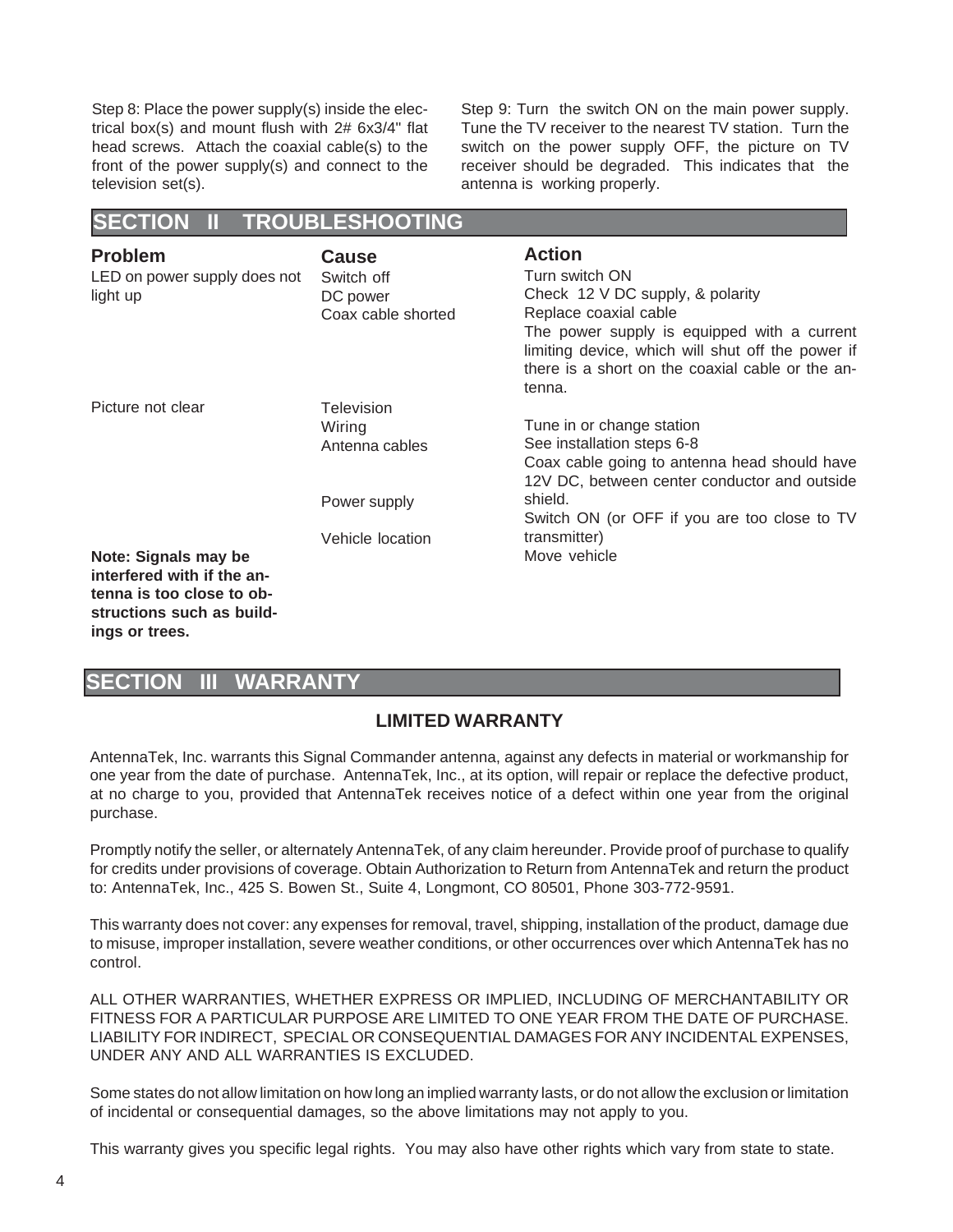Step 8: Place the power supply(s) inside the electrical box(s) and mount flush with 2# 6x3/4" flat head screws. Attach the coaxial cable(s) to the front of the power supply(s) and connect to the television set(s).

Step 9: Turn the switch ON on the main power supply. Tune the TV receiver to the nearest TV station. Turn the switch on the power supply OFF, the picture on TV receiver should be degraded. This indicates that the antenna is working properly.

## SECTION II TROUBLESHOOTING

| Problem | Cause | Action |
|---|---|---|
| LED on power supply does not light up | Switch off | Turn switch ON |
| | DC power | Check 12 V DC supply, & polarity |
| | Coax cable shorted | Replace coaxial cable<br>The power supply is equipped with a current limiting device, which will shut off the power if there is a short on the coaxial cable or the antenna. |
| Picture not clear | Television | Tune in or change station |
| | Wiring | See installation steps 6-8 |
| | Antenna cables | Coax cable going to antenna head should have 12V DC, between center conductor and outside shield. |
| | Power supply | Switch ON (or OFF if you are too close to TV transmitter) |
| | Vehicle location | Move vehicle |

**Note: Signals may be interfered with if the antenna is too close to obstructions such as buildings or trees.**

## SECTION III WARRANTY

### LIMITED WARRANTY

AntennaTek, Inc. warrants this Signal Commander antenna, against any defects in material or workmanship for one year from the date of purchase. AntennaTek, Inc., at its option, will repair or replace the defective product, at no charge to you, provided that AntennaTek receives notice of a defect within one year from the original purchase.

Promptly notify the seller, or alternately AntennaTek, of any claim hereunder. Provide proof of purchase to qualify for credits under provisions of coverage. Obtain Authorization to Return from AntennaTek and return the product to: AntennaTek, Inc., 425 S. Bowen St., Suite 4, Longmont, CO 80501, Phone 303-772-9591.

This warranty does not cover: any expenses for removal, travel, shipping, installation of the product, damage due to misuse, improper installation, severe weather conditions, or other occurrences over which AntennaTek has no control.

ALL OTHER WARRANTIES, WHETHER EXPRESS OR IMPLIED, INCLUDING OF MERCHANTABILITY OR FITNESS FOR A PARTICULAR PURPOSE ARE LIMITED TO ONE YEAR FROM THE DATE OF PURCHASE. LIABILITY FOR INDIRECT, SPECIAL OR CONSEQUENTIAL DAMAGES FOR ANY INCIDENTAL EXPENSES, UNDER ANY AND ALL WARRANTIES IS EXCLUDED.

Some states do not allow limitation on how long an implied warranty lasts, or do not allow the exclusion or limitation of incidental or consequential damages, so the above limitations may not apply to you.

This warranty gives you specific legal rights. You may also have other rights which vary from state to state.